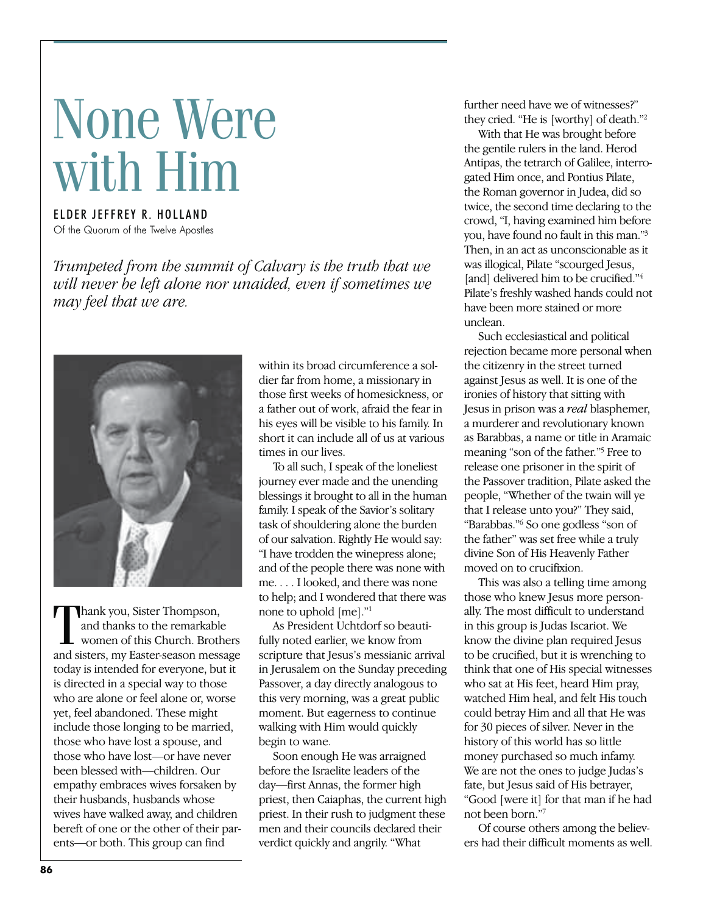# None Were with Him

ELDER JEFFREY R. HOLLAND
Of the Quorum of the Twelve Apostles

*Trumpeted from the summit of Calvary is the truth that we will never be left alone nor unaided, even if sometimes we may feel that we are.*

Thank you, Sister Thompson, and thanks to the remarkable women of this Church. Brothers and sisters, my Easter-season message today is intended for everyone, but it is directed in a special way to those who are alone or feel alone or, worse yet, feel abandoned. These might include those longing to be married, those who have lost a spouse, and those who have lost—or have never been blessed with—children. Our empathy embraces wives forsaken by their husbands, husbands whose wives have walked away, and children bereft of one or the other of their parents—or both. This group can find within its broad circumference a soldier far from home, a missionary in those first weeks of homesickness, or a father out of work, afraid the fear in his eyes will be visible to his family. In short it can include all of us at various times in our lives.

To all such, I speak of the loneliest journey ever made and the unending blessings it brought to all in the human family. I speak of the Savior's solitary task of shouldering alone the burden of our salvation. Rightly He would say: "I have trodden the winepress alone; and of the people there was none with me. . . . I looked, and there was none to help; and I wondered that there was none to uphold [me]."[1]

As President Uchtdorf so beautifully noted earlier, we know from scripture that Jesus's messianic arrival in Jerusalem on the Sunday preceding Passover, a day directly analogous to this very morning, was a great public moment. But eagerness to continue walking with Him would quickly begin to wane.

Soon enough He was arraigned before the Israelite leaders of the day—first Annas, the former high priest, then Caiaphas, the current high priest. In their rush to judgment these men and their councils declared their verdict quickly and angrily. "What further need have we of witnesses?" they cried. "He is [worthy] of death."[2]

With that He was brought before the gentile rulers in the land. Herod Antipas, the tetrarch of Galilee, interrogated Him once, and Pontius Pilate, the Roman governor in Judea, did so twice, the second time declaring to the crowd, "I, having examined him before you, have found no fault in this man."[3] Then, in an act as unconscionable as it was illogical, Pilate "scourged Jesus, [and] delivered him to be crucified."[4] Pilate's freshly washed hands could not have been more stained or more unclean.

Such ecclesiastical and political rejection became more personal when the citizenry in the street turned against Jesus as well. It is one of the ironies of history that sitting with Jesus in prison was a *real* blasphemer, a murderer and revolutionary known as Barabbas, a name or title in Aramaic meaning "son of the father."[5] Free to release one prisoner in the spirit of the Passover tradition, Pilate asked the people, "Whether of the twain will ye that I release unto you?" They said, "Barabbas."[6] So one godless "son of the father" was set free while a truly divine Son of His Heavenly Father moved on to crucifixion.

This was also a telling time among those who knew Jesus more personally. The most difficult to understand in this group is Judas Iscariot. We know the divine plan required Jesus to be crucified, but it is wrenching to think that one of His special witnesses who sat at His feet, heard Him pray, watched Him heal, and felt His touch could betray Him and all that He was for 30 pieces of silver. Never in the history of this world has so little money purchased so much infamy. We are not the ones to judge Judas's fate, but Jesus said of His betrayer, "Good [were it] for that man if he had not been born."[7]

Of course others among the believers had their difficult moments as well.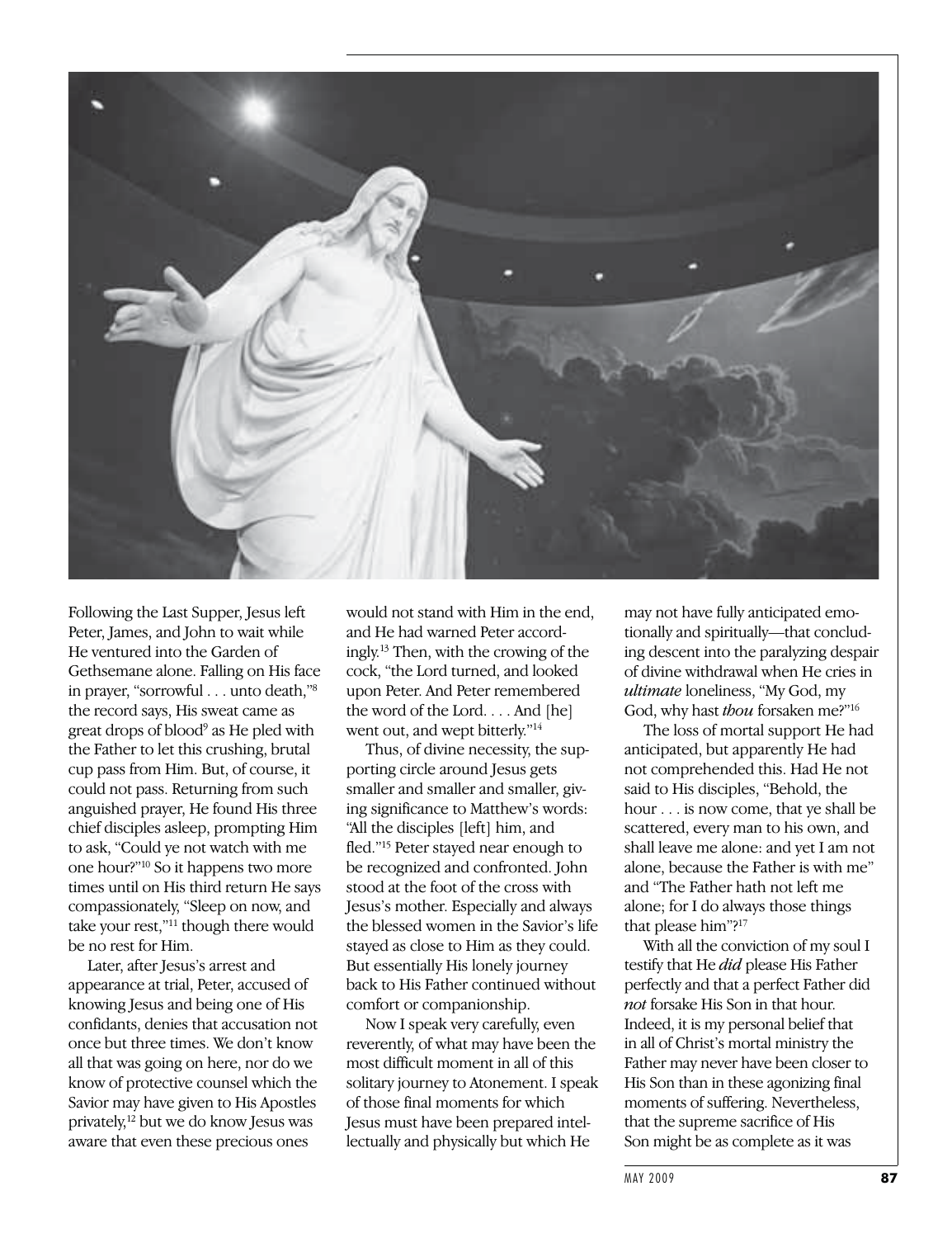Following the Last Supper, Jesus left Peter, James, and John to wait while He ventured into the Garden of Gethsemane alone. Falling on His face in prayer, "sorrowful . . . unto death,"[8] the record says, His sweat came as great drops of blood[9] as He pled with the Father to let this crushing, brutal cup pass from Him. But, of course, it could not pass. Returning from such anguished prayer, He found His three chief disciples asleep, prompting Him to ask, "Could ye not watch with me one hour?"[10] So it happens two more times until on His third return He says compassionately, "Sleep on now, and take your rest,"[11] though there would be no rest for Him.

Later, after Jesus's arrest and appearance at trial, Peter, accused of knowing Jesus and being one of His confidants, denies that accusation not once but three times. We don't know all that was going on here, nor do we know of protective counsel which the Savior may have given to His Apostles privately,[12] but we do know Jesus was aware that even these precious ones would not stand with Him in the end, and He had warned Peter accordingly.[13] Then, with the crowing of the cock, "the Lord turned, and looked upon Peter. And Peter remembered the word of the Lord. . . . And [he] went out, and wept bitterly."[14]

Thus, of divine necessity, the supporting circle around Jesus gets smaller and smaller and smaller, giving significance to Matthew's words: "All the disciples [left] him, and fled."[15] Peter stayed near enough to be recognized and confronted. John stood at the foot of the cross with Jesus's mother. Especially and always the blessed women in the Savior's life stayed as close to Him as they could. But essentially His lonely journey back to His Father continued without comfort or companionship.

Now I speak very carefully, even reverently, of what may have been the most difficult moment in all of this solitary journey to Atonement. I speak of those final moments for which Jesus must have been prepared intellectually and physically but which He may not have fully anticipated emotionally and spiritually—that concluding descent into the paralyzing despair of divine withdrawal when He cries in *ultimate* loneliness, "My God, my God, why hast *thou* forsaken me?"[16]

The loss of mortal support He had anticipated, but apparently He had not comprehended this. Had He not said to His disciples, "Behold, the hour . . . is now come, that ye shall be scattered, every man to his own, and shall leave me alone: and yet I am not alone, because the Father is with me" and "The Father hath not left me alone; for I do always those things that please him"?[17]

With all the conviction of my soul I testify that He ***did*** please His Father perfectly and that a perfect Father did *not* forsake His Son in that hour. Indeed, it is my personal belief that in all of Christ's mortal ministry the Father may never have been closer to His Son than in these agonizing final moments of suffering. Nevertheless, that the supreme sacrifice of His Son might be as complete as it was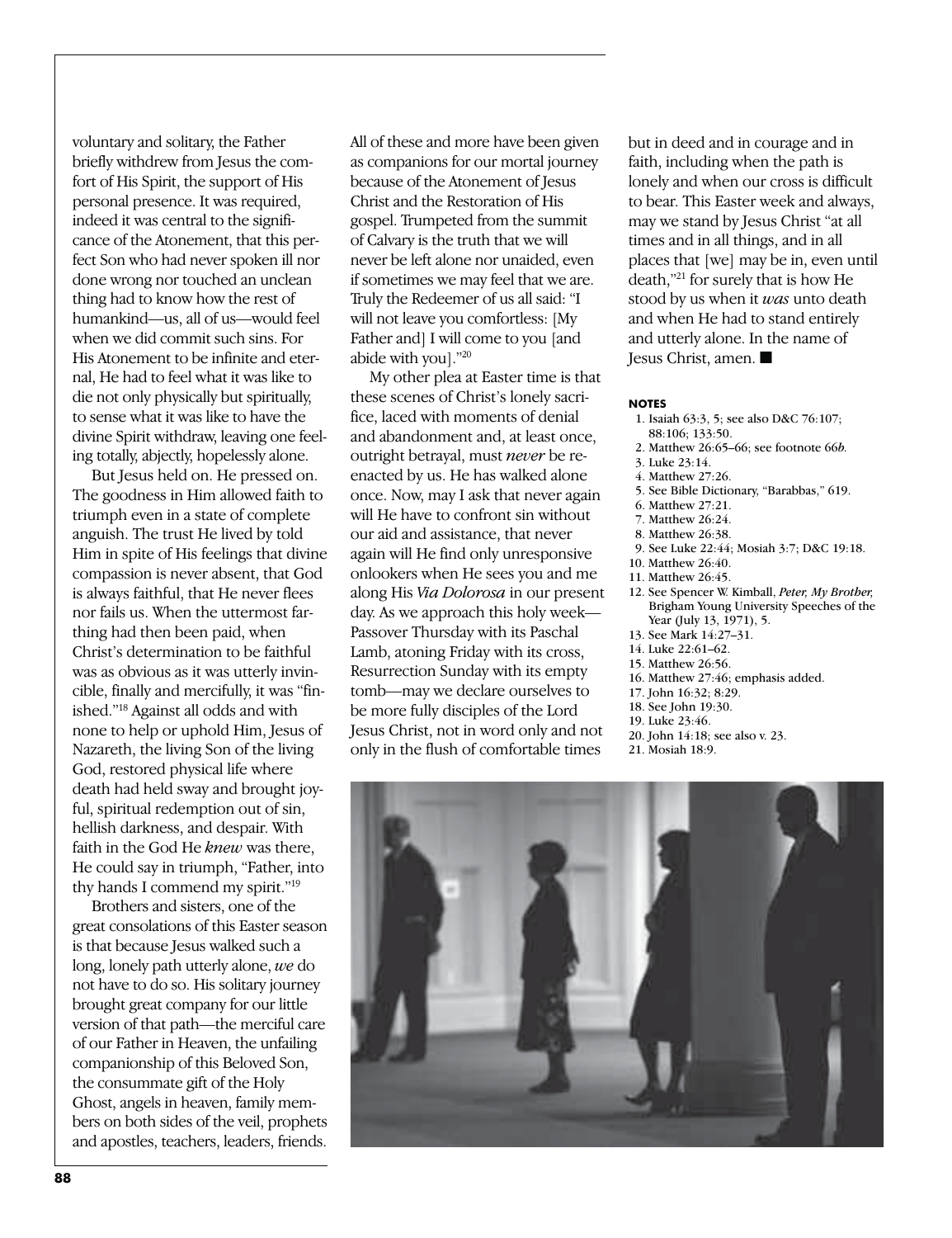voluntary and solitary, the Father briefly withdrew from Jesus the comfort of His Spirit, the support of His personal presence. It was required, indeed it was central to the significance of the Atonement, that this perfect Son who had never spoken ill nor done wrong nor touched an unclean thing had to know how the rest of humankind—us, all of us—would feel when we did commit such sins. For His Atonement to be infinite and eternal, He had to feel what it was like to die not only physically but spiritually, to sense what it was like to have the divine Spirit withdraw, leaving one feeling totally, abjectly, hopelessly alone.

But Jesus held on. He pressed on. The goodness in Him allowed faith to triumph even in a state of complete anguish. The trust He lived by told Him in spite of His feelings that divine compassion is never absent, that God is always faithful, that He never flees nor fails us. When the uttermost farthing had then been paid, when Christ's determination to be faithful was as obvious as it was utterly invincible, finally and mercifully, it was "finished."[18] Against all odds and with none to help or uphold Him, Jesus of Nazareth, the living Son of the living God, restored physical life where death had held sway and brought joyful, spiritual redemption out of sin, hellish darkness, and despair. With faith in the God He *knew* was there, He could say in triumph, "Father, into thy hands I commend my spirit."[19]

Brothers and sisters, one of the great consolations of this Easter season is that because Jesus walked such a long, lonely path utterly alone, *we* do not have to do so. His solitary journey brought great company for our little version of that path—the merciful care of our Father in Heaven, the unfailing companionship of this Beloved Son, the consummate gift of the Holy Ghost, angels in heaven, family members on both sides of the veil, prophets and apostles, teachers, leaders, friends. All of these and more have been given as companions for our mortal journey because of the Atonement of Jesus Christ and the Restoration of His gospel. Trumpeted from the summit of Calvary is the truth that we will never be left alone nor unaided, even if sometimes we may feel that we are. Truly the Redeemer of us all said: "I will not leave you comfortless: [My Father and] I will come to you [and abide with you]."[20]

My other plea at Easter time is that these scenes of Christ's lonely sacrifice, laced with moments of denial and abandonment and, at least once, outright betrayal, must *never* be reenacted by us. He has walked alone once. Now, may I ask that never again will He have to confront sin without our aid and assistance, that never again will He find only unresponsive onlookers when He sees you and me along His *Via Dolorosa* in our present day. As we approach this holy week—Passover Thursday with its Paschal Lamb, atoning Friday with its cross, Resurrection Sunday with its empty tomb—may we declare ourselves to be more fully disciples of the Lord Jesus Christ, not in word only and not only in the flush of comfortable times but in deed and in courage and in faith, including when the path is lonely and when our cross is difficult to bear. This Easter week and always, may we stand by Jesus Christ "at all times and in all things, and in all places that [we] may be in, even until death,"[21] for surely that is how He stood by us when it *was* unto death and when He had to stand entirely and utterly alone. In the name of Jesus Christ, amen. ■

**NOTES**

1. Isaiah 63:3, 5; see also D&C 76:107; 88:106; 133:50.
2. Matthew 26:65–66; see footnote 66*b*.
3. Luke 23:14.
4. Matthew 27:26.
5. See Bible Dictionary, "Barabbas," 619.
6. Matthew 27:21.
7. Matthew 26:24.
8. Matthew 26:38.
9. See Luke 22:44; Mosiah 3:7; D&C 19:18.
10. Matthew 26:40.
11. Matthew 26:45.
12. See Spencer W. Kimball, *Peter, My Brother,* Brigham Young University Speeches of the Year (July 13, 1971), 5.
13. See Mark 14:27–31.
14. Luke 22:61–62.
15. Matthew 26:56.
16. Matthew 27:46; emphasis added.
17. John 16:32; 8:29.
18. See John 19:30.
19. Luke 23:46.
20. John 14:18; see also v. 23.
21. Mosiah 18:9.